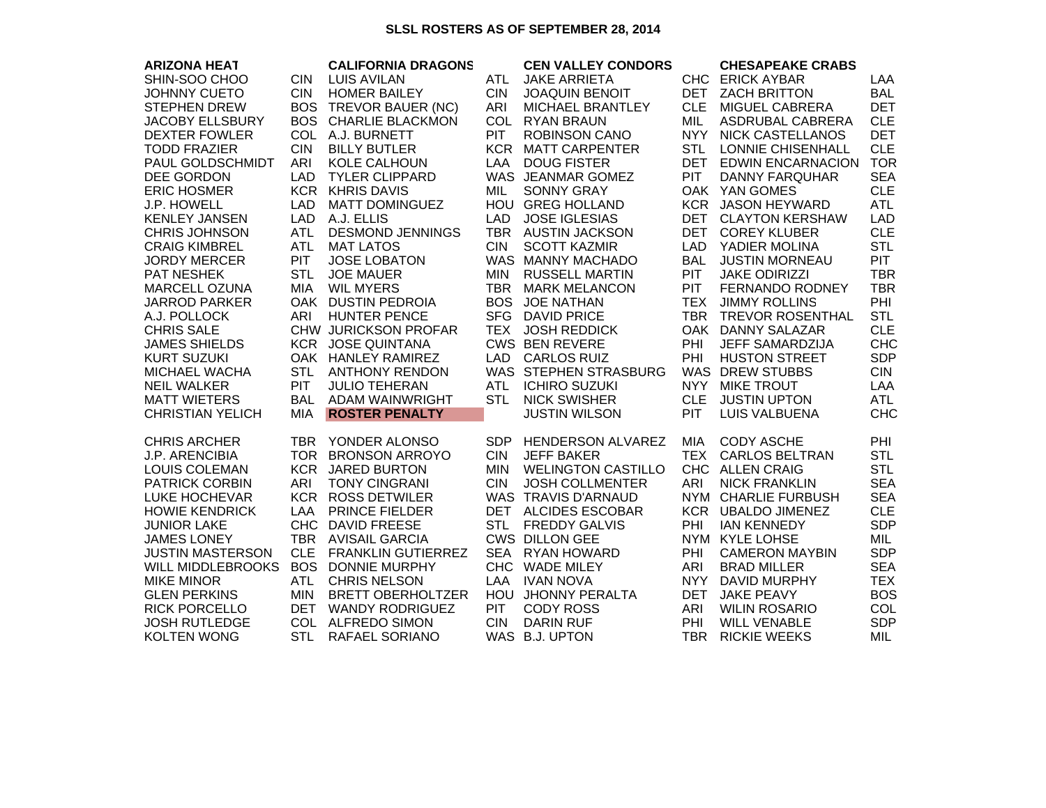# SLSL ROSTERS AS OF SEPTEMBER 28, 2014

| ARIZONA HEAT | | CALIFORNIA DRAGONS | | CEN VALLEY CONDORS | | CHESAPEAKE CRABS | |
|---|---|---|---|---|---|---|---|
| SHIN-SOO CHOO | CIN | LUIS AVILAN | ATL | JAKE ARRIETA | CHC | ERICK AYBAR | LAA |
| JOHNNY CUETO | CIN | HOMER BAILEY | CIN | JOAQUIN BENOIT | DET | ZACH BRITTON | BAL |
| STEPHEN DREW | BOS | TREVOR BAUER (NC) | ARI | MICHAEL BRANTLEY | CLE | MIGUEL CABRERA | DET |
| JACOBY ELLSBURY | BOS | CHARLIE BLACKMON | COL | RYAN BRAUN | MIL | ASDRUBAL CABRERA | CLE |
| DEXTER FOWLER | COL | A.J. BURNETT | PIT | ROBINSON CANO | NYY | NICK CASTELLANOS | DET |
| TODD FRAZIER | CIN | BILLY BUTLER | KCR | MATT CARPENTER | STL | LONNIE CHISENHALL | CLE |
| PAUL GOLDSCHMIDT | ARI | KOLE CALHOUN | LAA | DOUG FISTER | DET | EDWIN ENCARNACION | TOR |
| DEE GORDON | LAD | TYLER CLIPPARD | WAS | JEANMAR GOMEZ | PIT | DANNY FARQUHAR | SEA |
| ERIC HOSMER | KCR | KHRIS DAVIS | MIL | SONNY GRAY | OAK | YAN GOMES | CLE |
| J.P. HOWELL | LAD | MATT DOMINGUEZ | HOU | GREG HOLLAND | KCR | JASON HEYWARD | ATL |
| KENLEY JANSEN | LAD | A.J. ELLIS | LAD | JOSE IGLESIAS | DET | CLAYTON KERSHAW | LAD |
| CHRIS JOHNSON | ATL | DESMOND JENNINGS | TBR | AUSTIN JACKSON | DET | COREY KLUBER | CLE |
| CRAIG KIMBREL | ATL | MAT LATOS | CIN | SCOTT KAZMIR | LAD | YADIER MOLINA | STL |
| JORDY MERCER | PIT | JOSE LOBATON | WAS | MANNY MACHADO | BAL | JUSTIN MORNEAU | PIT |
| PAT NESHEK | STL | JOE MAUER | MIN | RUSSELL MARTIN | PIT | JAKE ODIRIZZI | TBR |
| MARCELL OZUNA | MIA | WIL MYERS | TBR | MARK MELANCON | PIT | FERNANDO RODNEY | TBR |
| JARROD PARKER | OAK | DUSTIN PEDROIA | BOS | JOE NATHAN | TEX | JIMMY ROLLINS | PHI |
| A.J. POLLOCK | ARI | HUNTER PENCE | SFG | DAVID PRICE | TBR | TREVOR ROSENTHAL | STL |
| CHRIS SALE | CHW | JURICKSON PROFAR | TEX | JOSH REDDICK | OAK | DANNY SALAZAR | CLE |
| JAMES SHIELDS | KCR | JOSE QUINTANA | CWS | BEN REVERE | PHI | JEFF SAMARDZIJA | CHC |
| KURT SUZUKI | OAK | HANLEY RAMIREZ | LAD | CARLOS RUIZ | PHI | HUSTON STREET | SDP |
| MICHAEL WACHA | STL | ANTHONY RENDON | WAS | STEPHEN STRASBURG | WAS | DREW STUBBS | CIN |
| NEIL WALKER | PIT | JULIO TEHERAN | ATL | ICHIRO SUZUKI | NYY | MIKE TROUT | LAA |
| MATT WIETERS | BAL | ADAM WAINWRIGHT | STL | NICK SWISHER | CLE | JUSTIN UPTON | ATL |
| CHRISTIAN YELICH | MIA | **ROSTER PENALTY** | | JUSTIN WILSON | PIT | LUIS VALBUENA | CHC |
| | | | | | | | |
| CHRIS ARCHER | TBR | YONDER ALONSO | SDP | HENDERSON ALVAREZ | MIA | CODY ASCHE | PHI |
| J.P. ARENCIBIA | TOR | BRONSON ARROYO | CIN | JEFF BAKER | TEX | CARLOS BELTRAN | STL |
| LOUIS COLEMAN | KCR | JARED BURTON | MIN | WELINGTON CASTILLO | CHC | ALLEN CRAIG | STL |
| PATRICK CORBIN | ARI | TONY CINGRANI | CIN | JOSH COLLMENTER | ARI | NICK FRANKLIN | SEA |
| LUKE HOCHEVAR | KCR | ROSS DETWILER | WAS | TRAVIS D'ARNAUD | NYM | CHARLIE FURBUSH | SEA |
| HOWIE KENDRICK | LAA | PRINCE FIELDER | DET | ALCIDES ESCOBAR | KCR | UBALDO JIMENEZ | CLE |
| JUNIOR LAKE | CHC | DAVID FREESE | STL | FREDDY GALVIS | PHI | IAN KENNEDY | SDP |
| JAMES LONEY | TBR | AVISAIL GARCIA | CWS | DILLON GEE | NYM | KYLE LOHSE | MIL |
| JUSTIN MASTERSON | CLE | FRANKLIN GUTIERREZ | SEA | RYAN HOWARD | PHI | CAMERON MAYBIN | SDP |
| WILL MIDDLEBROOKS | BOS | DONNIE MURPHY | CHC | WADE MILEY | ARI | BRAD MILLER | SEA |
| MIKE MINOR | ATL | CHRIS NELSON | LAA | IVAN NOVA | NYY | DAVID MURPHY | TEX |
| GLEN PERKINS | MIN | BRETT OBERHOLTZER | HOU | JHONNY PERALTA | DET | JAKE PEAVY | BOS |
| RICK PORCELLO | DET | WANDY RODRIGUEZ | PIT | CODY ROSS | ARI | WILIN ROSARIO | COL |
| JOSH RUTLEDGE | COL | ALFREDO SIMON | CIN | DARIN RUF | PHI | WILL VENABLE | SDP |
| KOLTEN WONG | STL | RAFAEL SORIANO | WAS | B.J. UPTON | TBR | RICKIE WEEKS | MIL |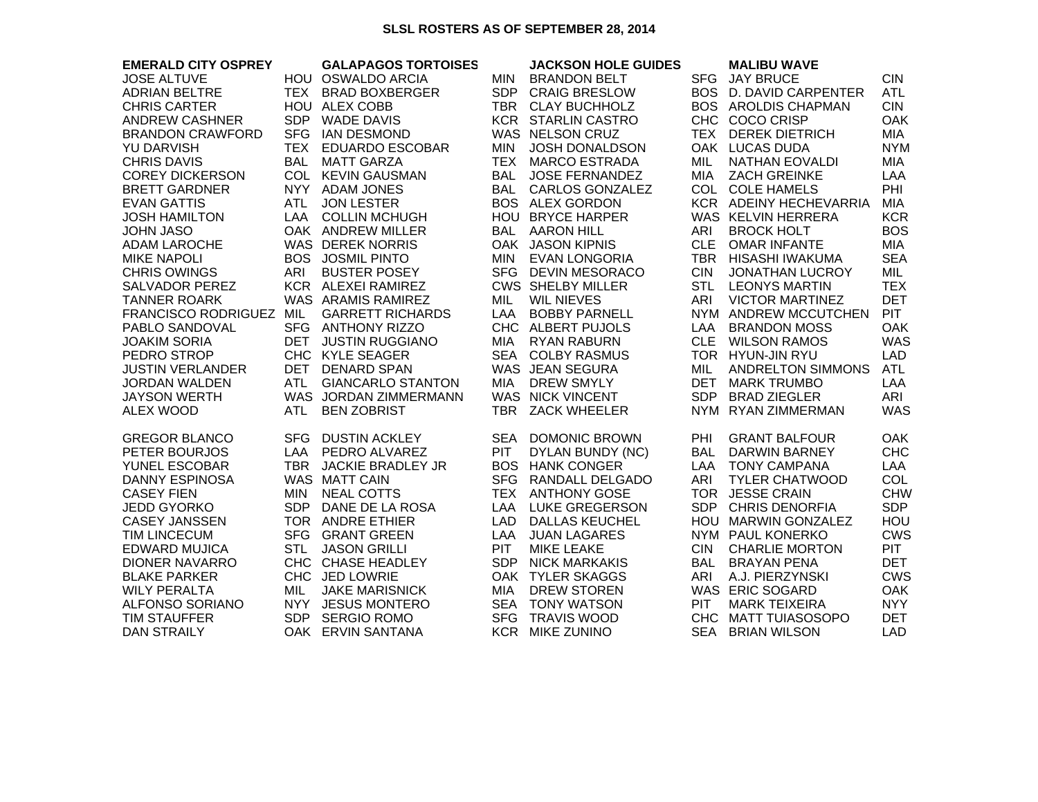# SLSL ROSTERS AS OF SEPTEMBER 28, 2014

| EMERALD CITY OSPREY | | GALAPAGOS TORTOISES | | JACKSON HOLE GUIDES | | MALIBU WAVE | |
|---|---|---|---|---|---|---|---|
| JOSE ALTUVE | HOU | OSWALDO ARCIA | MIN | BRANDON BELT | SFG | JAY BRUCE | CIN |
| ADRIAN BELTRE | TEX | BRAD BOXBERGER | SDP | CRAIG BRESLOW | BOS | D. DAVID CARPENTER | ATL |
| CHRIS CARTER | HOU | ALEX COBB | TBR | CLAY BUCHHOLZ | BOS | AROLDIS CHAPMAN | CIN |
| ANDREW CASHNER | SDP | WADE DAVIS | KCR | STARLIN CASTRO | CHC | COCO CRISP | OAK |
| BRANDON CRAWFORD | SFG | IAN DESMOND | WAS | NELSON CRUZ | TEX | DEREK DIETRICH | MIA |
| YU DARVISH | TEX | EDUARDO ESCOBAR | MIN | JOSH DONALDSON | OAK | LUCAS DUDA | NYM |
| CHRIS DAVIS | BAL | MATT GARZA | TEX | MARCO ESTRADA | MIL | NATHAN EOVALDI | MIA |
| COREY DICKERSON | COL | KEVIN GAUSMAN | BAL | JOSE FERNANDEZ | MIA | ZACH GREINKE | LAA |
| BRETT GARDNER | NYY | ADAM JONES | BAL | CARLOS GONZALEZ | COL | COLE HAMELS | PHI |
| EVAN GATTIS | ATL | JON LESTER | BOS | ALEX GORDON | KCR | ADEINY HECHEVARRIA | MIA |
| JOSH HAMILTON | LAA | COLLIN MCHUGH | HOU | BRYCE HARPER | WAS | KELVIN HERRERA | KCR |
| JOHN JASO | OAK | ANDREW MILLER | BAL | AARON HILL | ARI | BROCK HOLT | BOS |
| ADAM LAROCHE | WAS | DEREK NORRIS | OAK | JASON KIPNIS | CLE | OMAR INFANTE | MIA |
| MIKE NAPOLI | BOS | JOSMIL PINTO | MIN | EVAN LONGORIA | TBR | HISASHI IWAKUMA | SEA |
| CHRIS OWINGS | ARI | BUSTER POSEY | SFG | DEVIN MESORACO | CIN | JONATHAN LUCROY | MIL |
| SALVADOR PEREZ | KCR | ALEXEI RAMIREZ | CWS | SHELBY MILLER | STL | LEONYS MARTIN | TEX |
| TANNER ROARK | WAS | ARAMIS RAMIREZ | MIL | WIL NIEVES | ARI | VICTOR MARTINEZ | DET |
| FRANCISCO RODRIGUEZ | MIL | GARRETT RICHARDS | LAA | BOBBY PARNELL | NYM | ANDREW MCCUTCHEN | PIT |
| PABLO SANDOVAL | SFG | ANTHONY RIZZO | CHC | ALBERT PUJOLS | LAA | BRANDON MOSS | OAK |
| JOAKIM SORIA | DET | JUSTIN RUGGIANO | MIA | RYAN RABURN | CLE | WILSON RAMOS | WAS |
| PEDRO STROP | CHC | KYLE SEAGER | SEA | COLBY RASMUS | TOR | HYUN-JIN RYU | LAD |
| JUSTIN VERLANDER | DET | DENARD SPAN | WAS | JEAN SEGURA | MIL | ANDRELTON SIMMONS | ATL |
| JORDAN WALDEN | ATL | GIANCARLO STANTON | MIA | DREW SMYLY | DET | MARK TRUMBO | LAA |
| JAYSON WERTH | WAS | JORDAN ZIMMERMANN | WAS | NICK VINCENT | SDP | BRAD ZIEGLER | ARI |
| ALEX WOOD | ATL | BEN ZOBRIST | TBR | ZACK WHEELER | NYM | RYAN ZIMMERMAN | WAS |
| | | | | | | | |
| GREGOR BLANCO | SFG | DUSTIN ACKLEY | SEA | DOMONIC BROWN | PHI | GRANT BALFOUR | OAK |
| PETER BOURJOS | LAA | PEDRO ALVAREZ | PIT | DYLAN BUNDY (NC) | BAL | DARWIN BARNEY | CHC |
| YUNEL ESCOBAR | TBR | JACKIE BRADLEY JR | BOS | HANK CONGER | LAA | TONY CAMPANA | LAA |
| DANNY ESPINOSA | WAS | MATT CAIN | SFG | RANDALL DELGADO | ARI | TYLER CHATWOOD | COL |
| CASEY FIEN | MIN | NEAL COTTS | TEX | ANTHONY GOSE | TOR | JESSE CRAIN | CHW |
| JEDD GYORKO | SDP | DANE DE LA ROSA | LAA | LUKE GREGERSON | SDP | CHRIS DENORFIA | SDP |
| CASEY JANSSEN | TOR | ANDRE ETHIER | LAD | DALLAS KEUCHEL | HOU | MARWIN GONZALEZ | HOU |
| TIM LINCECUM | SFG | GRANT GREEN | LAA | JUAN LAGARES | NYM | PAUL KONERKO | CWS |
| EDWARD MUJICA | STL | JASON GRILLI | PIT | MIKE LEAKE | CIN | CHARLIE MORTON | PIT |
| DIONER NAVARRO | CHC | CHASE HEADLEY | SDP | NICK MARKAKIS | BAL | BRAYAN PENA | DET |
| BLAKE PARKER | CHC | JED LOWRIE | OAK | TYLER SKAGGS | ARI | A.J. PIERZYNSKI | CWS |
| WILY PERALTA | MIL | JAKE MARISNICK | MIA | DREW STOREN | WAS | ERIC SOGARD | OAK |
| ALFONSO SORIANO | NYY | JESUS MONTERO | SEA | TONY WATSON | PIT | MARK TEIXEIRA | NYY |
| TIM STAUFFER | SDP | SERGIO ROMO | SFG | TRAVIS WOOD | CHC | MATT TUIASOSOPO | DET |
| DAN STRAILY | OAK | ERVIN SANTANA | KCR | MIKE ZUNINO | SEA | BRIAN WILSON | LAD |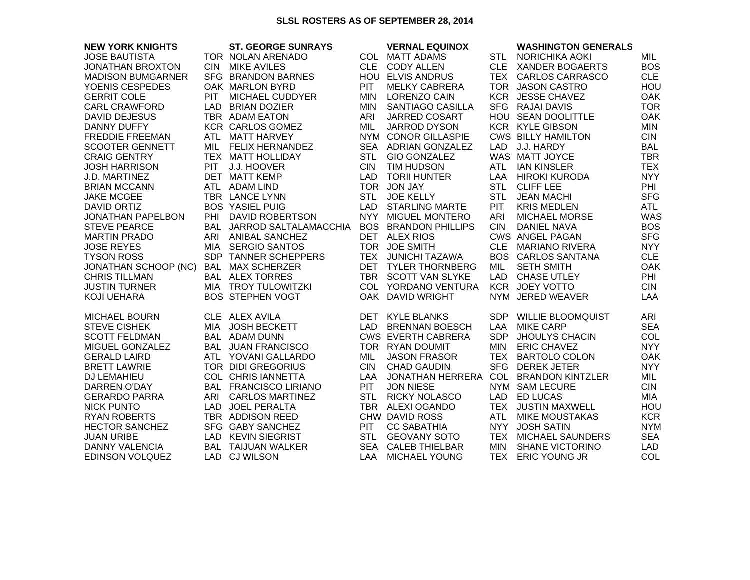# SLSL ROSTERS AS OF SEPTEMBER 28, 2014

| NEW YORK KNIGHTS | | ST. GEORGE SUNRAYS | | VERNAL EQUINOX | | WASHINGTON GENERALS | |
|---|---|---|---|---|---|---|---|
| JOSE BAUTISTA | TOR | NOLAN ARENADO | COL | MATT ADAMS | STL | NORICHIKA AOKI | MIL |
| JONATHAN BROXTON | CIN | MIKE AVILES | CLE | CODY ALLEN | CLE | XANDER BOGAERTS | BOS |
| MADISON BUMGARNER | SFG | BRANDON BARNES | HOU | ELVIS ANDRUS | TEX | CARLOS CARRASCO | CLE |
| YOENIS CESPEDES | OAK | MARLON BYRD | PIT | MELKY CABRERA | TOR | JASON CASTRO | HOU |
| GERRIT COLE | PIT | MICHAEL CUDDYER | MIN | LORENZO CAIN | KCR | JESSE CHAVEZ | OAK |
| CARL CRAWFORD | LAD | BRIAN DOZIER | MIN | SANTIAGO CASILLA | SFG | RAJAI DAVIS | TOR |
| DAVID DEJESUS | TBR | ADAM EATON | ARI | JARRED COSART | HOU | SEAN DOOLITTLE | OAK |
| DANNY DUFFY | KCR | CARLOS GOMEZ | MIL | JARROD DYSON | KCR | KYLE GIBSON | MIN |
| FREDDIE FREEMAN | ATL | MATT HARVEY | NYM | CONOR GILLASPIE | CWS | BILLY HAMILTON | CIN |
| SCOOTER GENNETT | MIL | FELIX HERNANDEZ | SEA | ADRIAN GONZALEZ | LAD | J.J. HARDY | BAL |
| CRAIG GENTRY | TEX | MATT HOLLIDAY | STL | GIO GONZALEZ | WAS | MATT JOYCE | TBR |
| JOSH HARRISON | PIT | J.J. HOOVER | CIN | TIM HUDSON | ATL | IAN KINSLER | TEX |
| J.D. MARTINEZ | DET | MATT KEMP | LAD | TORII HUNTER | LAA | HIROKI KURODA | NYY |
| BRIAN MCCANN | ATL | ADAM LIND | TOR | JON JAY | STL | CLIFF LEE | PHI |
| JAKE MCGEE | TBR | LANCE LYNN | STL | JOE KELLY | STL | JEAN MACHI | SFG |
| DAVID ORTIZ | BOS | YASIEL PUIG | LAD | STARLING MARTE | PIT | KRIS MEDLEN | ATL |
| JONATHAN PAPELBON | PHI | DAVID ROBERTSON | NYY | MIGUEL MONTERO | ARI | MICHAEL MORSE | WAS |
| STEVE PEARCE | BAL | JARROD SALTALAMACCHIA | BOS | BRANDON PHILLIPS | CIN | DANIEL NAVA | BOS |
| MARTIN PRADO | ARI | ANIBAL SANCHEZ | DET | ALEX RIOS | CWS | ANGEL PAGAN | SFG |
| JOSE REYES | MIA | SERGIO SANTOS | TOR | JOE SMITH | CLE | MARIANO RIVERA | NYY |
| TYSON ROSS | SDP | TANNER SCHEPPERS | TEX | JUNICHI TAZAWA | BOS | CARLOS SANTANA | CLE |
| JONATHAN SCHOOP (NC) | BAL | MAX SCHERZER | DET | TYLER THORNBERG | MIL | SETH SMITH | OAK |
| CHRIS TILLMAN | BAL | ALEX TORRES | TBR | SCOTT VAN SLYKE | LAD | CHASE UTLEY | PHI |
| JUSTIN TURNER | MIA | TROY TULOWITZKI | COL | YORDANO VENTURA | KCR | JOEY VOTTO | CIN |
| KOJI UEHARA | BOS | STEPHEN VOGT | OAK | DAVID WRIGHT | NYM | JERED WEAVER | LAA |
| | | | | | | | |
| MICHAEL BOURN | CLE | ALEX AVILA | DET | KYLE BLANKS | SDP | WILLIE BLOOMQUIST | ARI |
| STEVE CISHEK | MIA | JOSH BECKETT | LAD | BRENNAN BOESCH | LAA | MIKE CARP | SEA |
| SCOTT FELDMAN | BAL | ADAM DUNN | CWS | EVERTH CABRERA | SDP | JHOULYS CHACIN | COL |
| MIGUEL GONZALEZ | BAL | JUAN FRANCISCO | TOR | RYAN DOUMIT | MIN | ERIC CHAVEZ | NYY |
| GERALD LAIRD | ATL | YOVANI GALLARDO | MIL | JASON FRASOR | TEX | BARTOLO COLON | OAK |
| BRETT LAWRIE | TOR | DIDI GREGORIUS | CIN | CHAD GAUDIN | SFG | DEREK JETER | NYY |
| DJ LEMAHIEU | COL | CHRIS IANNETTA | LAA | JONATHAN HERRERA | COL | BRANDON KINTZLER | MIL |
| DARREN O'DAY | BAL | FRANCISCO LIRIANO | PIT | JON NIESE | NYM | SAM LECURE | CIN |
| GERARDO PARRA | ARI | CARLOS MARTINEZ | STL | RICKY NOLASCO | LAD | ED LUCAS | MIA |
| NICK PUNTO | LAD | JOEL PERALTA | TBR | ALEXI OGANDO | TEX | JUSTIN MAXWELL | HOU |
| RYAN ROBERTS | TBR | ADDISON REED | CHW | DAVID ROSS | ATL | MIKE MOUSTAKAS | KCR |
| HECTOR SANCHEZ | SFG | GABY SANCHEZ | PIT | CC SABATHIA | NYY | JOSH SATIN | NYM |
| JUAN URIBE | LAD | KEVIN SIEGRIST | STL | GEOVANY SOTO | TEX | MICHAEL SAUNDERS | SEA |
| DANNY VALENCIA | BAL | TAIJUAN WALKER | SEA | CALEB THIELBAR | MIN | SHANE VICTORINO | LAD |
| EDINSON VOLQUEZ | LAD | CJ WILSON | LAA | MICHAEL YOUNG | TEX | ERIC YOUNG JR | COL |